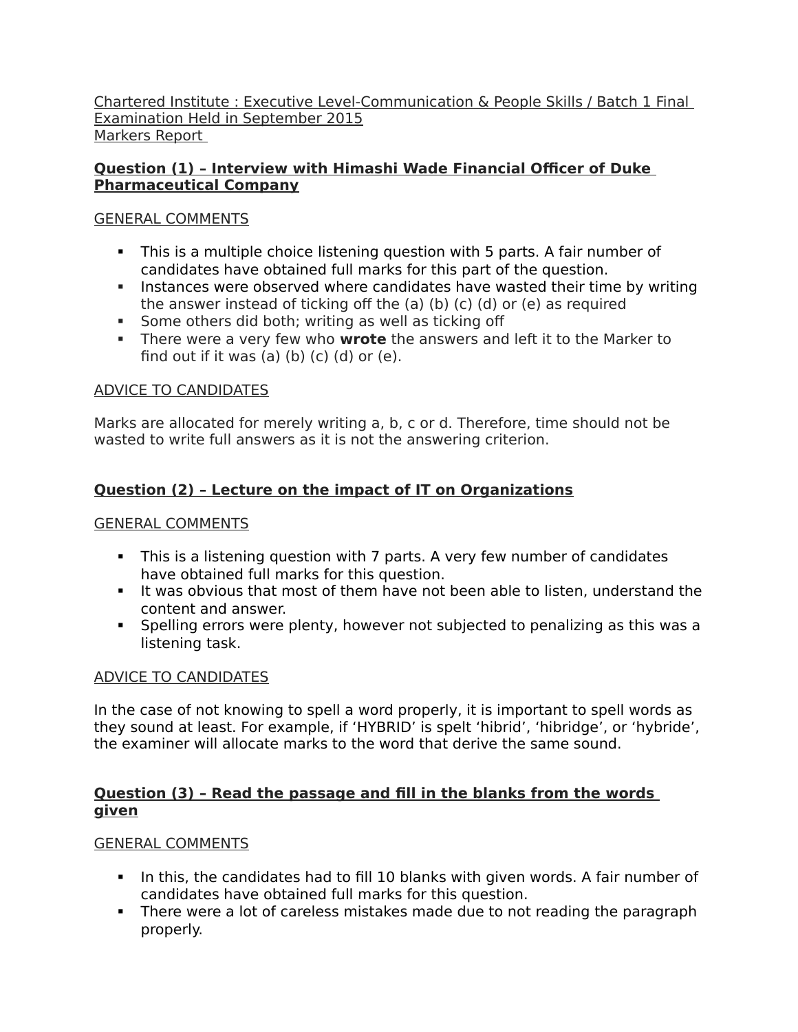Chartered Institute : Executive Level-Communication & People Skills / Batch 1 Final Examination Held in September 2015
Markers Report

## Question (1) – Interview with Himashi Wade Financial Officer of Duke Pharmaceutical Company

GENERAL COMMENTS

- This is a multiple choice listening question with 5 parts. A fair number of candidates have obtained full marks for this part of the question.
- Instances were observed where candidates have wasted their time by writing the answer instead of ticking off the (a) (b) (c) (d) or (e) as required
- Some others did both; writing as well as ticking off
- There were a very few who **wrote** the answers and left it to the Marker to find out if it was (a) (b) (c) (d) or (e).

ADVICE TO CANDIDATES

Marks are allocated for merely writing a, b, c or d. Therefore, time should not be wasted to write full answers as it is not the answering criterion.

## Question (2) – Lecture on the impact of IT on Organizations

GENERAL COMMENTS

- This is a listening question with 7 parts. A very few number of candidates have obtained full marks for this question.
- It was obvious that most of them have not been able to listen, understand the content and answer.
- Spelling errors were plenty, however not subjected to penalizing as this was a listening task.

ADVICE TO CANDIDATES

In the case of not knowing to spell a word properly, it is important to spell words as they sound at least. For example, if 'HYBRID' is spelt 'hibrid', 'hibridge', or 'hybride', the examiner will allocate marks to the word that derive the same sound.

## Question (3) – Read the passage and fill in the blanks from the words given

GENERAL COMMENTS

- In this, the candidates had to fill 10 blanks with given words. A fair number of candidates have obtained full marks for this question.
- There were a lot of careless mistakes made due to not reading the paragraph properly.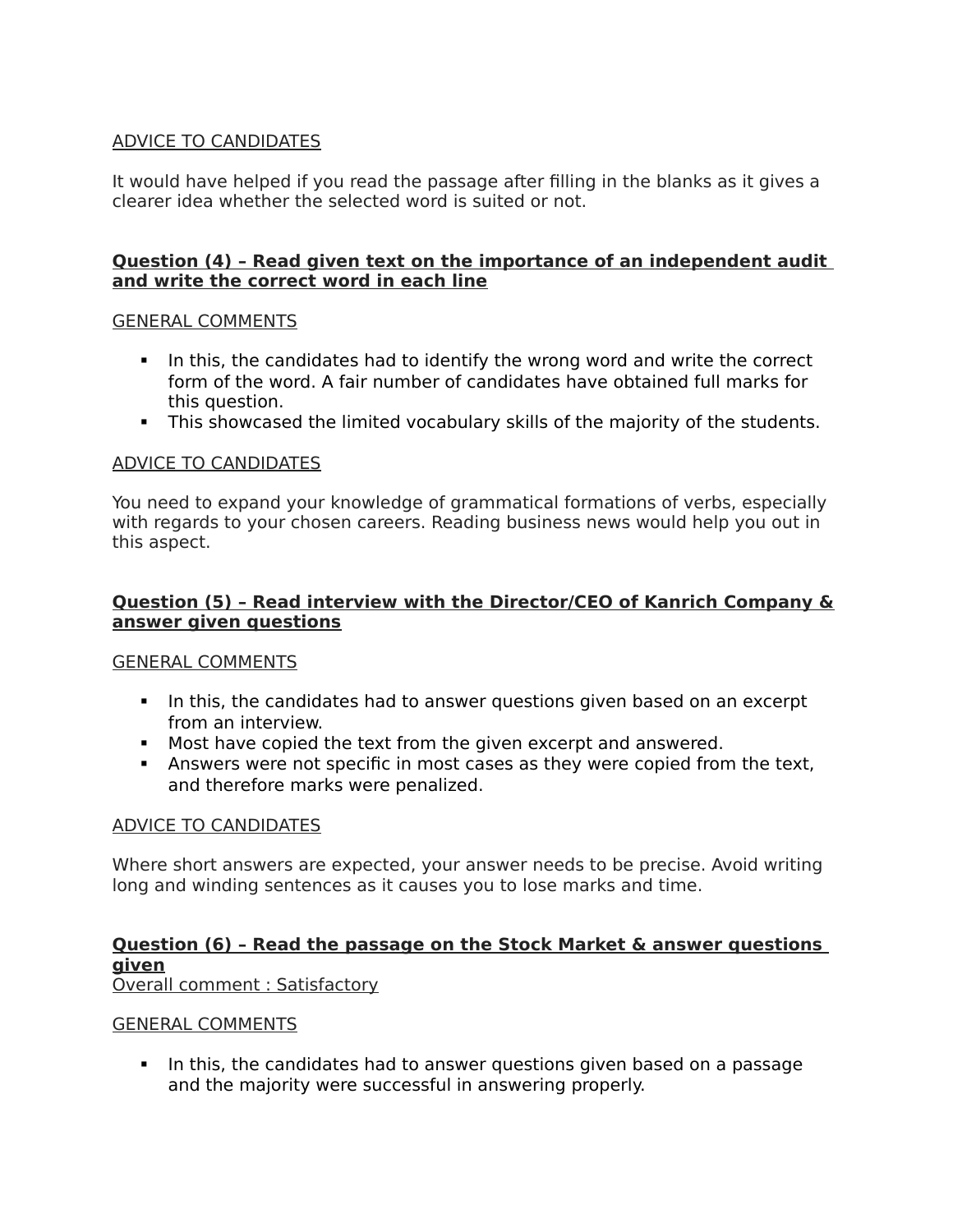ADVICE TO CANDIDATES

It would have helped if you read the passage after filling in the blanks as it gives a clearer idea whether the selected word is suited or not.

**Question (4) – Read given text on the importance of an independent audit and write the correct word in each line**

GENERAL COMMENTS

- In this, the candidates had to identify the wrong word and write the correct form of the word. A fair number of candidates have obtained full marks for this question.
- This showcased the limited vocabulary skills of the majority of the students.

ADVICE TO CANDIDATES

You need to expand your knowledge of grammatical formations of verbs, especially with regards to your chosen careers. Reading business news would help you out in this aspect.

**Question (5) – Read interview with the Director/CEO of Kanrich Company & answer given questions**

GENERAL COMMENTS

- In this, the candidates had to answer questions given based on an excerpt from an interview.
- Most have copied the text from the given excerpt and answered.
- Answers were not specific in most cases as they were copied from the text, and therefore marks were penalized.

ADVICE TO CANDIDATES

Where short answers are expected, your answer needs to be precise. Avoid writing long and winding sentences as it causes you to lose marks and time.

**Question (6) – Read the passage on the Stock Market & answer questions given**

Overall comment : Satisfactory

GENERAL COMMENTS

- In this, the candidates had to answer questions given based on a passage and the majority were successful in answering properly.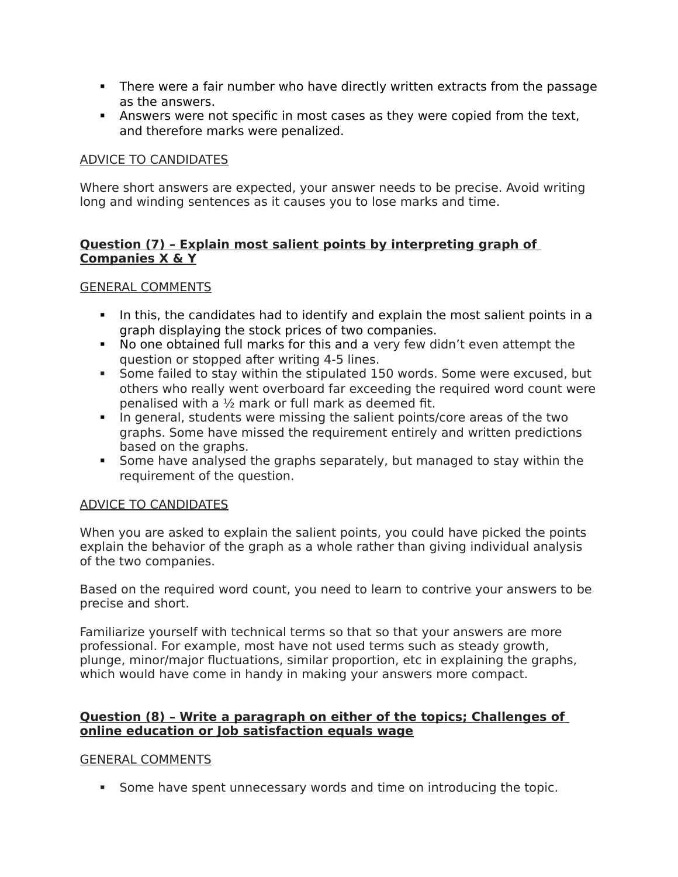- There were a fair number who have directly written extracts from the passage as the answers.
- Answers were not specific in most cases as they were copied from the text, and therefore marks were penalized.

ADVICE TO CANDIDATES

Where short answers are expected, your answer needs to be precise. Avoid writing long and winding sentences as it causes you to lose marks and time.

**Question (7) – Explain most salient points by interpreting graph of Companies X & Y**

GENERAL COMMENTS

- In this, the candidates had to identify and explain the most salient points in a graph displaying the stock prices of two companies.
- No one obtained full marks for this and a very few didn't even attempt the question or stopped after writing 4-5 lines.
- Some failed to stay within the stipulated 150 words. Some were excused, but others who really went overboard far exceeding the required word count were penalised with a ½ mark or full mark as deemed fit.
- In general, students were missing the salient points/core areas of the two graphs. Some have missed the requirement entirely and written predictions based on the graphs.
- Some have analysed the graphs separately, but managed to stay within the requirement of the question.

ADVICE TO CANDIDATES

When you are asked to explain the salient points, you could have picked the points explain the behavior of the graph as a whole rather than giving individual analysis of the two companies.

Based on the required word count, you need to learn to contrive your answers to be precise and short.

Familiarize yourself with technical terms so that so that your answers are more professional. For example, most have not used terms such as steady growth, plunge, minor/major fluctuations, similar proportion, etc in explaining the graphs, which would have come in handy in making your answers more compact.

**Question (8) – Write a paragraph on either of the topics; Challenges of online education or Job satisfaction equals wage**

GENERAL COMMENTS

- Some have spent unnecessary words and time on introducing the topic.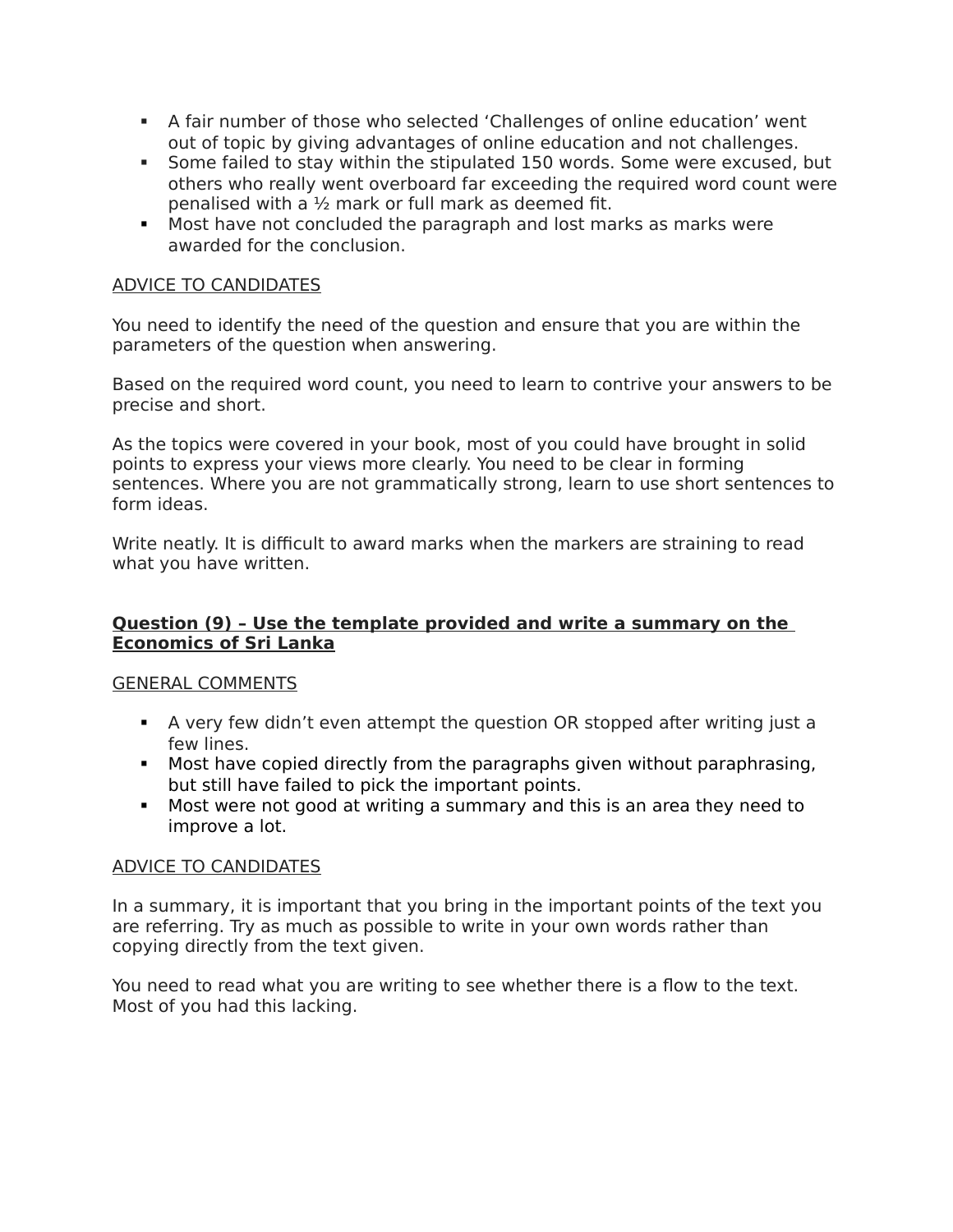- A fair number of those who selected 'Challenges of online education' went out of topic by giving advantages of online education and not challenges.
- Some failed to stay within the stipulated 150 words. Some were excused, but others who really went overboard far exceeding the required word count were penalised with a ½ mark or full mark as deemed fit.
- Most have not concluded the paragraph and lost marks as marks were awarded for the conclusion.

ADVICE TO CANDIDATES

You need to identify the need of the question and ensure that you are within the parameters of the question when answering.

Based on the required word count, you need to learn to contrive your answers to be precise and short.

As the topics were covered in your book, most of you could have brought in solid points to express your views more clearly. You need to be clear in forming sentences. Where you are not grammatically strong, learn to use short sentences to form ideas.

Write neatly. It is difficult to award marks when the markers are straining to read what you have written.

**Question (9) – Use the template provided and write a summary on the Economics of Sri Lanka**

GENERAL COMMENTS

- A very few didn't even attempt the question OR stopped after writing just a few lines.
- Most have copied directly from the paragraphs given without paraphrasing, but still have failed to pick the important points.
- Most were not good at writing a summary and this is an area they need to improve a lot.

ADVICE TO CANDIDATES

In a summary, it is important that you bring in the important points of the text you are referring. Try as much as possible to write in your own words rather than copying directly from the text given.

You need to read what you are writing to see whether there is a flow to the text. Most of you had this lacking.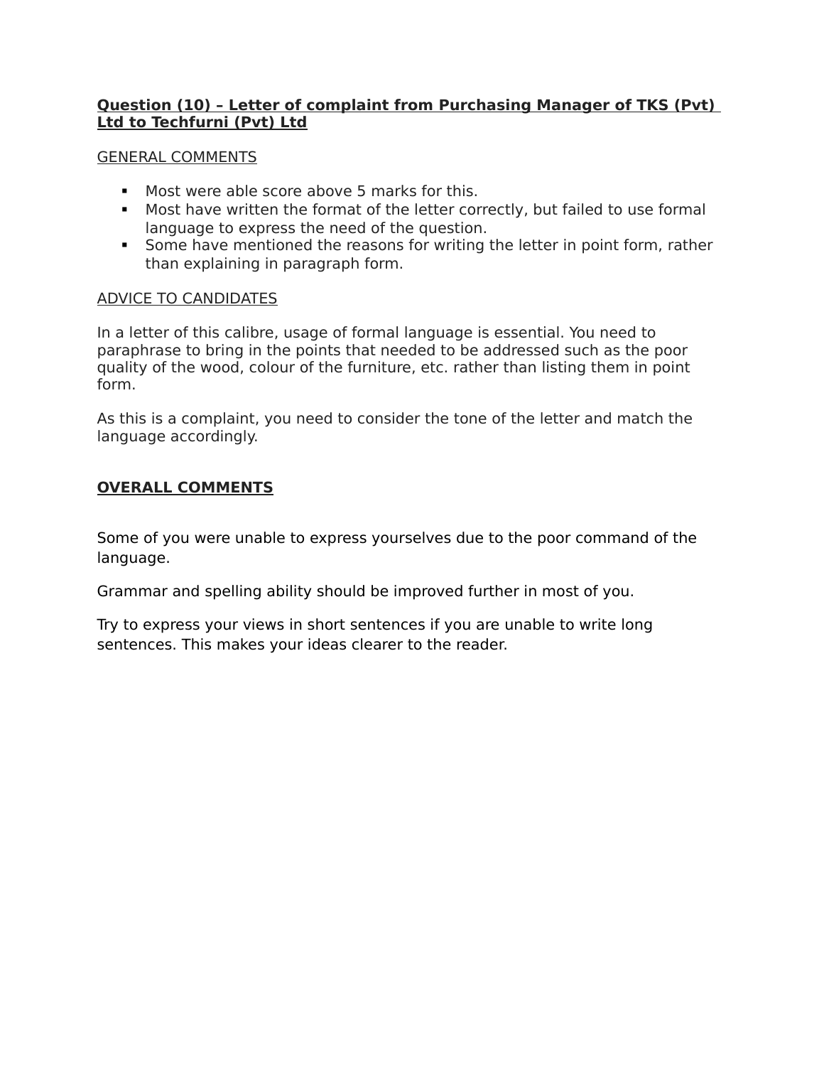**Question (10) – Letter of complaint from Purchasing Manager of TKS (Pvt) Ltd to Techfurni (Pvt) Ltd**

GENERAL COMMENTS

- Most were able score above 5 marks for this.
- Most have written the format of the letter correctly, but failed to use formal language to express the need of the question.
- Some have mentioned the reasons for writing the letter in point form, rather than explaining in paragraph form.

ADVICE TO CANDIDATES

In a letter of this calibre, usage of formal language is essential. You need to paraphrase to bring in the points that needed to be addressed such as the poor quality of the wood, colour of the furniture, etc. rather than listing them in point form.

As this is a complaint, you need to consider the tone of the letter and match the language accordingly.

**OVERALL COMMENTS**

Some of you were unable to express yourselves due to the poor command of the language.

Grammar and spelling ability should be improved further in most of you.

Try to express your views in short sentences if you are unable to write long sentences. This makes your ideas clearer to the reader.